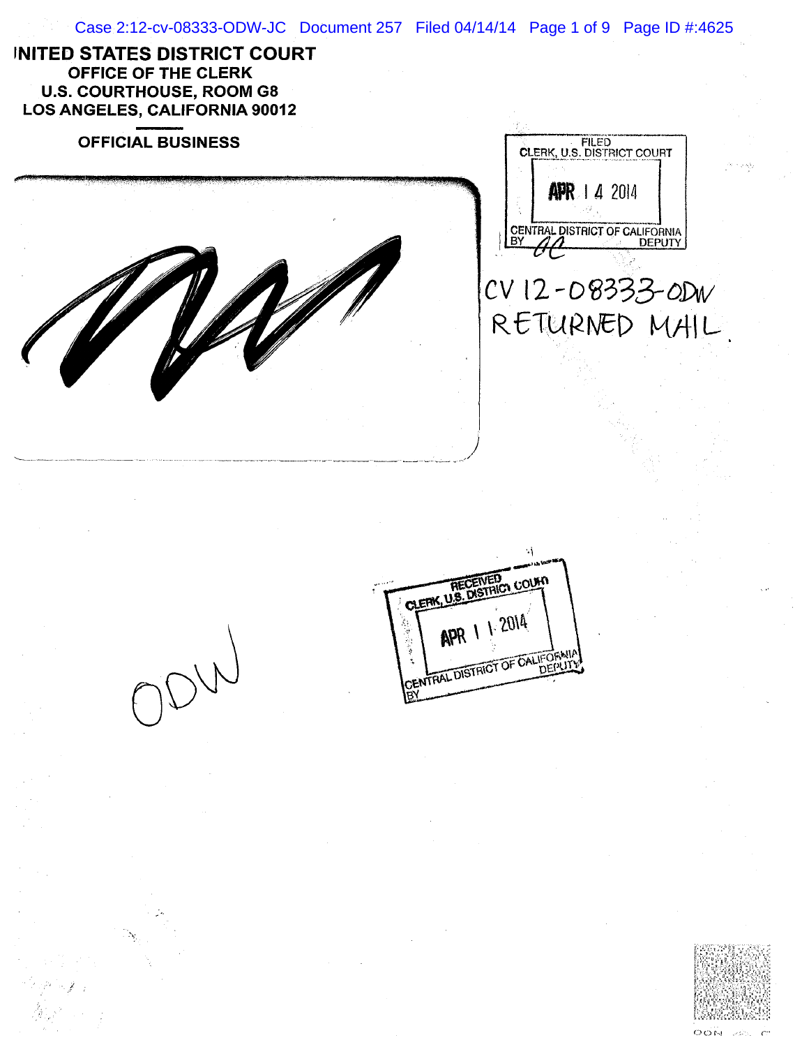UNITED STATES DISTRICT COURT
OFFICE OF THE CLERK
U.S. COURTHOUSE, ROOM G8
LOS ANGELES, CALIFORNIA 90012

OFFICIAL BUSINESS

FILED
CLERK, U.S. DISTRICT COURT
APR 14 2014
CENTRAL DISTRICT OF CALIFORNIA
BY DEPUTY

CV 12-08333-ODW
RETURNED MAIL

RECEIVED
CLERK, U.S. DISTRICT COURT
APR 11 2014
CENTRAL DISTRICT OF CALIFORNIA
BY DEPUTY

ODW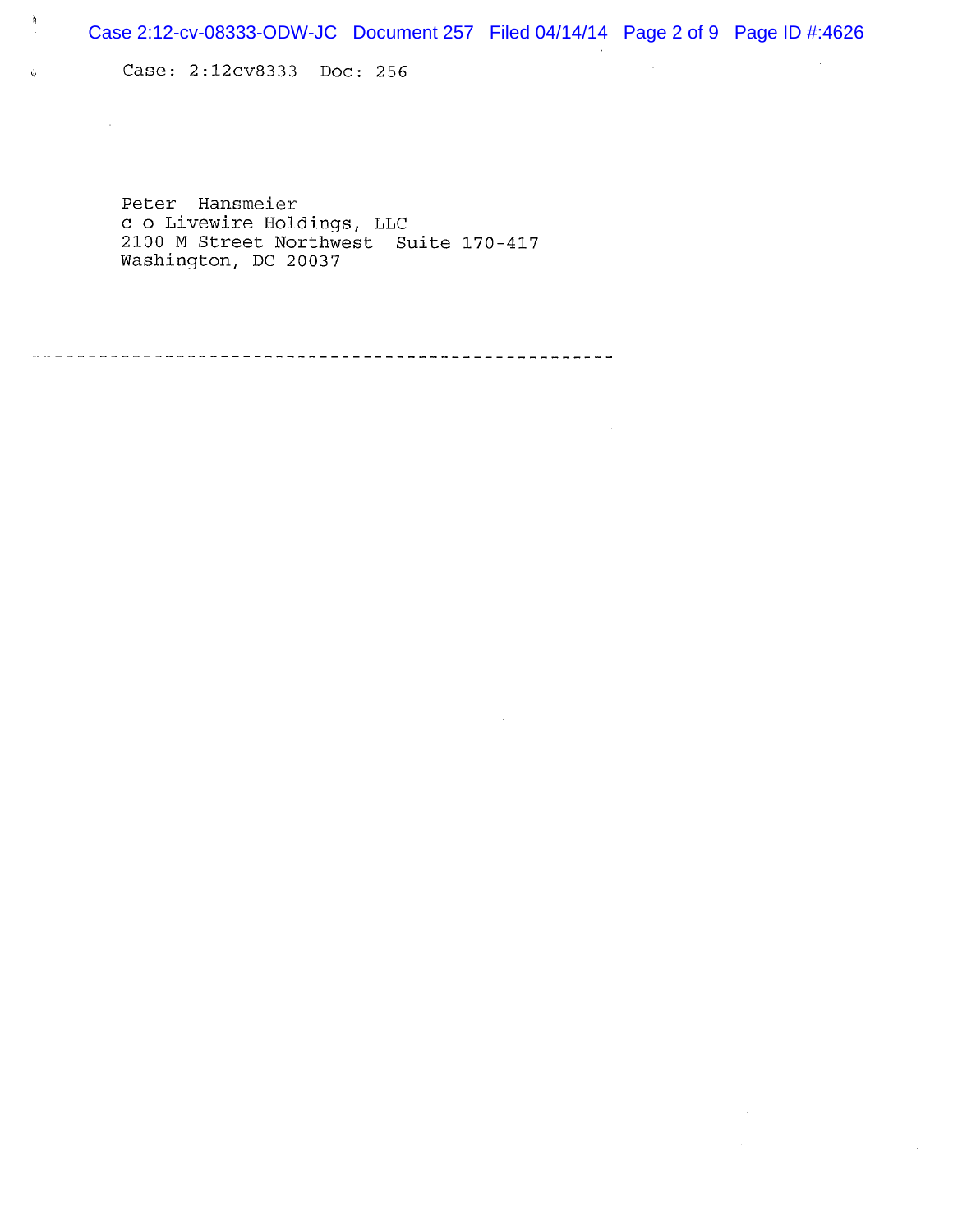Case: 2:12cv8333 Doc: 256

Peter Hansmeier
c o Livewire Holdings, LLC
2100 M Street Northwest Suite 170-417
Washington, DC 20037

---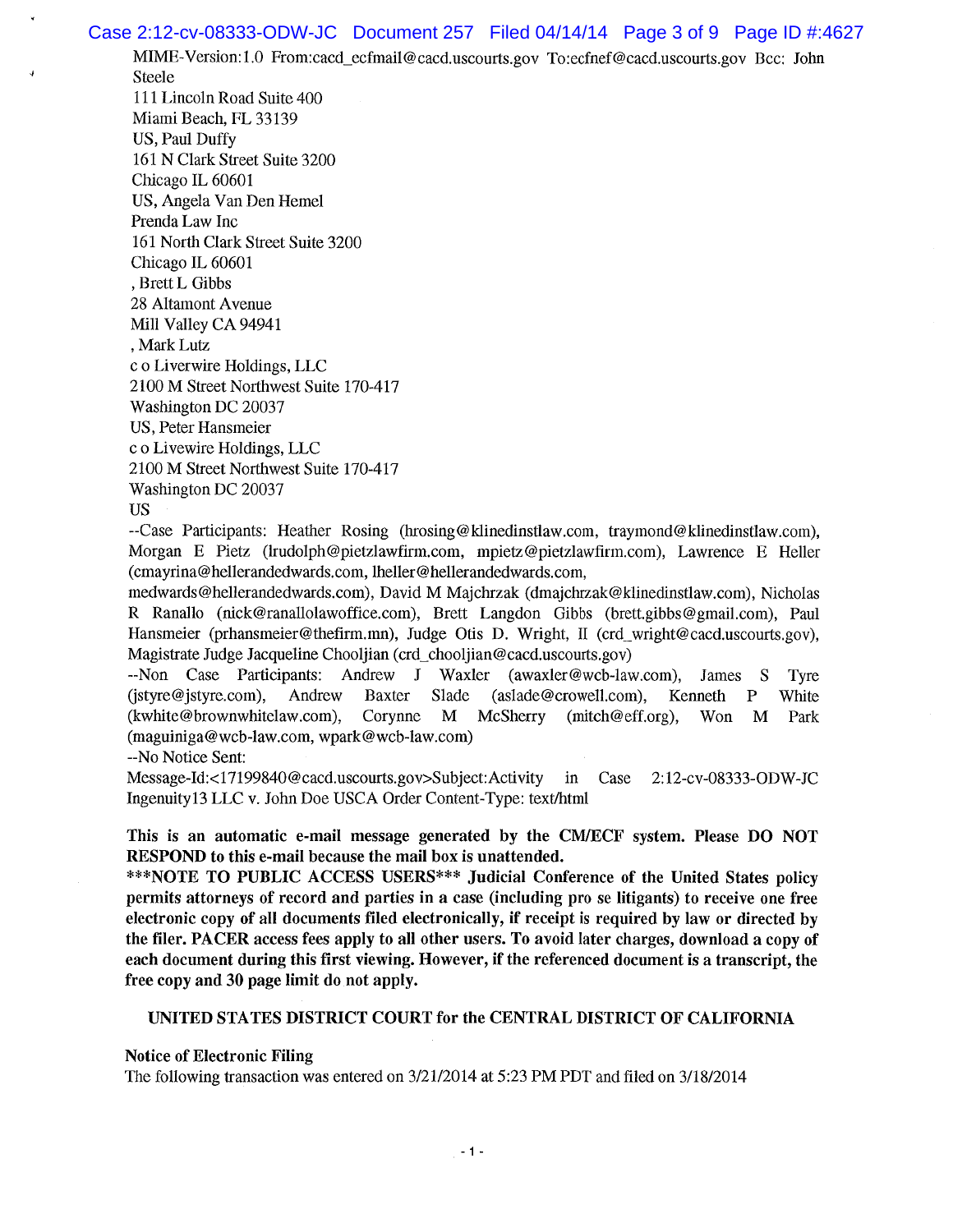MIME-Version:1.0 From:cacd_ecfmail@cacd.uscourts.gov To:ecfnef@cacd.uscourts.gov Bcc: John Steele
111 Lincoln Road Suite 400
Miami Beach, FL 33139
US, Paul Duffy
161 N Clark Street Suite 3200
Chicago IL 60601
US, Angela Van Den Hemel
Prenda Law Inc
161 North Clark Street Suite 3200
Chicago IL 60601
, Brett L Gibbs
28 Altamont Avenue
Mill Valley CA 94941
, Mark Lutz
c o Liverwire Holdings, LLC
2100 M Street Northwest Suite 170-417
Washington DC 20037
US, Peter Hansmeier
c o Livewire Holdings, LLC
2100 M Street Northwest Suite 170-417
Washington DC 20037
US
--Case Participants: Heather Rosing (hrosing@klinedinstlaw.com, traymond@klinedinstlaw.com), Morgan E Pietz (lrudolph@pietzlawfirm.com, mpietz@pietzlawfirm.com), Lawrence E Heller (cmayrina@hellerandedwards.com, lheller@hellerandedwards.com, medwards@hellerandedwards.com), David M Majchrzak (dmajchrzak@klinedinstlaw.com), Nicholas R Ranallo (nick@ranallolawoffice.com), Brett Langdon Gibbs (brett.gibbs@gmail.com), Paul Hansmeier (prhansmeier@thefirm.mn), Judge Otis D. Wright, II (crd_wright@cacd.uscourts.gov), Magistrate Judge Jacqueline Chooljian (crd_chooljian@cacd.uscourts.gov)
--Non Case Participants: Andrew J Waxler (awaxler@wcb-law.com), James S Tyre (jstyre@jstyre.com), Andrew Baxter Slade (aslade@crowell.com), Kenneth P White (kwhite@brownwhitelaw.com), Corynne M McSherry (mitch@eff.org), Won M Park (maguiniga@wcb-law.com, wpark@wcb-law.com)
--No Notice Sent:
Message-Id:<17199840@cacd.uscourts.gov>Subject:Activity in Case 2:12-cv-08333-ODW-JC Ingenuity13 LLC v. John Doe USCA Order Content-Type: text/html

**This is an automatic e-mail message generated by the CM/ECF system. Please DO NOT RESPOND to this e-mail because the mail box is unattended.**
**\*\*\*NOTE TO PUBLIC ACCESS USERS\*\*\* Judicial Conference of the United States policy permits attorneys of record and parties in a case (including pro se litigants) to receive one free electronic copy of all documents filed electronically, if receipt is required by law or directed by the filer. PACER access fees apply to all other users. To avoid later charges, download a copy of each document during this first viewing. However, if the referenced document is a transcript, the free copy and 30 page limit do not apply.**

**UNITED STATES DISTRICT COURT for the CENTRAL DISTRICT OF CALIFORNIA**

**Notice of Electronic Filing**
The following transaction was entered on 3/21/2014 at 5:23 PM PDT and filed on 3/18/2014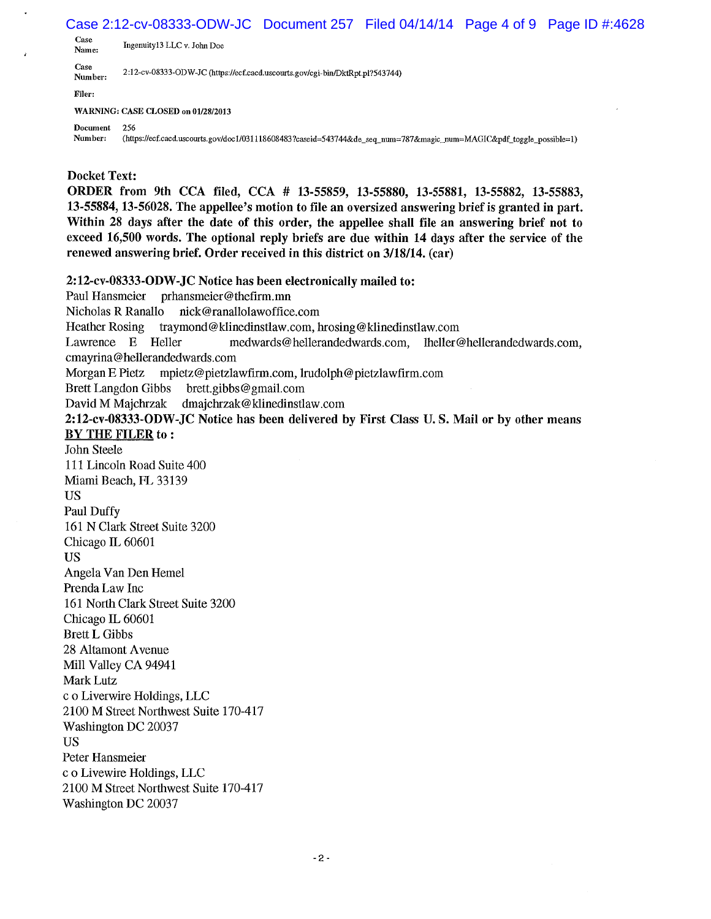Case Name: Ingenuity13 LLC v. John Doe

Case Number: 2:12-cv-08333-ODW-JC (https://ecf.cacd.uscourts.gov/cgi-bin/DktRpt.pl?543744)

Filer:

WARNING: CASE CLOSED on 01/28/2013

Document Number: 256 (https://ecf.cacd.uscourts.gov/doc1/031118608483?caseid=543744&de_seq_num=787&magic_num=MAGIC&pdf_toggle_possible=1)

**Docket Text:**

**ORDER from 9th CCA filed, CCA # 13-55859, 13-55880, 13-55881, 13-55882, 13-55883, 13-55884, 13-56028. The appellee's motion to file an oversized answering brief is granted in part. Within 28 days after the date of this order, the appellee shall file an answering brief not to exceed 16,500 words. The optional reply briefs are due within 14 days after the service of the renewed answering brief. Order received in this district on 3/18/14. (car)**

**2:12-cv-08333-ODW-JC Notice has been electronically mailed to:**

Paul Hansmeier prhansmeier@thefirm.mn
Nicholas R Ranallo nick@ranallolawoffice.com
Heather Rosing traymond@klinedinstlaw.com, hrosing@klinedinstlaw.com
Lawrence E Heller medwards@hellerandedwards.com, lheller@hellerandedwards.com, cmayrina@hellerandedwards.com
Morgan E Pietz mpietz@pietzlawfirm.com, lrudolph@pietzlawfirm.com
Brett Langdon Gibbs brett.gibbs@gmail.com
David M Majchrzak dmajchrzak@klinedinstlaw.com

**2:12-cv-08333-ODW-JC Notice has been delivered by First Class U. S. Mail or by other means <u>BY THE FILER</u> to :**

John Steele
111 Lincoln Road Suite 400
Miami Beach, FL 33139
US

Paul Duffy
161 N Clark Street Suite 3200
Chicago IL 60601
US

Angela Van Den Hemel
Prenda Law Inc
161 North Clark Street Suite 3200
Chicago IL 60601

Brett L Gibbs
28 Altamont Avenue
Mill Valley CA 94941

Mark Lutz
c o Liverwire Holdings, LLC
2100 M Street Northwest Suite 170-417
Washington DC 20037
US

Peter Hansmeier
c o Livewire Holdings, LLC
2100 M Street Northwest Suite 170-417
Washington DC 20037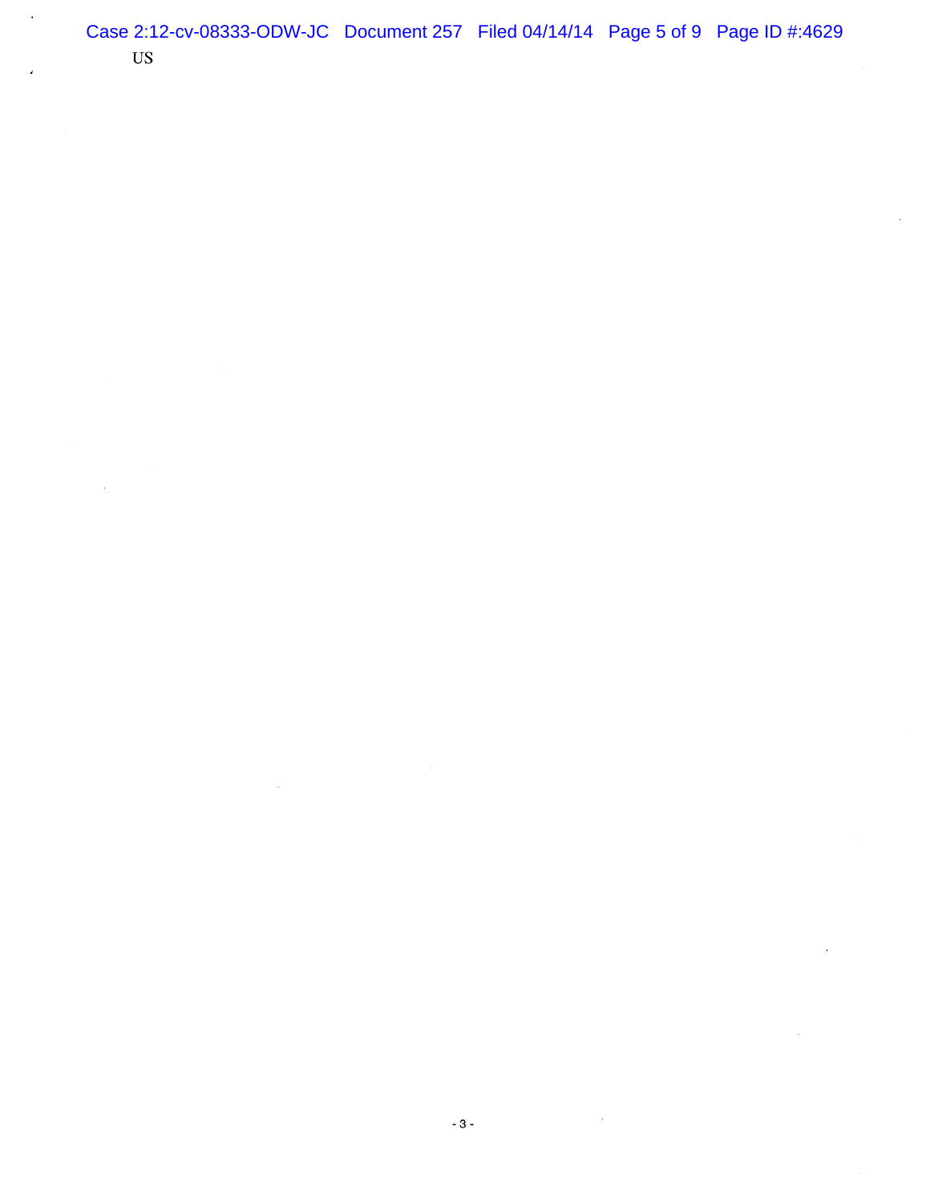US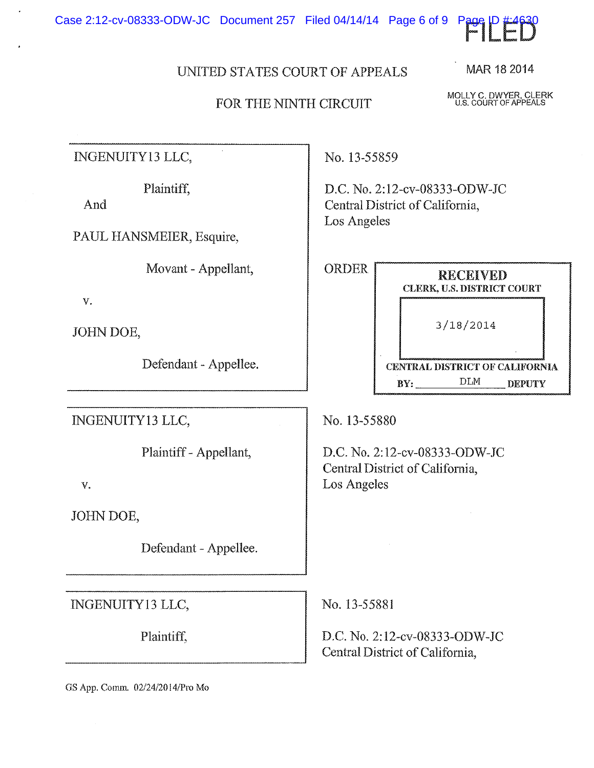FILED

MAR 18 2014

MOLLY C. DWYER, CLERK
U.S. COURT OF APPEALS

UNITED STATES COURT OF APPEALS

FOR THE NINTH CIRCUIT

| | |
|---|---|
| INGENUITY13 LLC,<br><br>Plaintiff,<br><br>And<br><br>PAUL HANSMEIER, Esquire,<br><br>Movant - Appellant,<br><br>v.<br><br>JOHN DOE,<br><br>Defendant - Appellee. | No. 13-55859<br><br>D.C. No. 2:12-cv-08333-ODW-JC<br>Central District of California,<br>Los Angeles<br><br>ORDER |
| INGENUITY13 LLC,<br><br>Plaintiff - Appellant,<br><br>v.<br><br>JOHN DOE,<br><br>Defendant - Appellee. | No. 13-55880<br><br>D.C. No. 2:12-cv-08333-ODW-JC<br>Central District of California,<br>Los Angeles |
| INGENUITY13 LLC,<br><br>Plaintiff, | No. 13-55881<br><br>D.C. No. 2:12-cv-08333-ODW-JC<br>Central District of California, |

RECEIVED
CLERK, U.S. DISTRICT COURT
3/18/2014
CENTRAL DISTRICT OF CALIFORNIA
BY: DLM DEPUTY

GS App. Comm. 02/24/2014/Pro Mo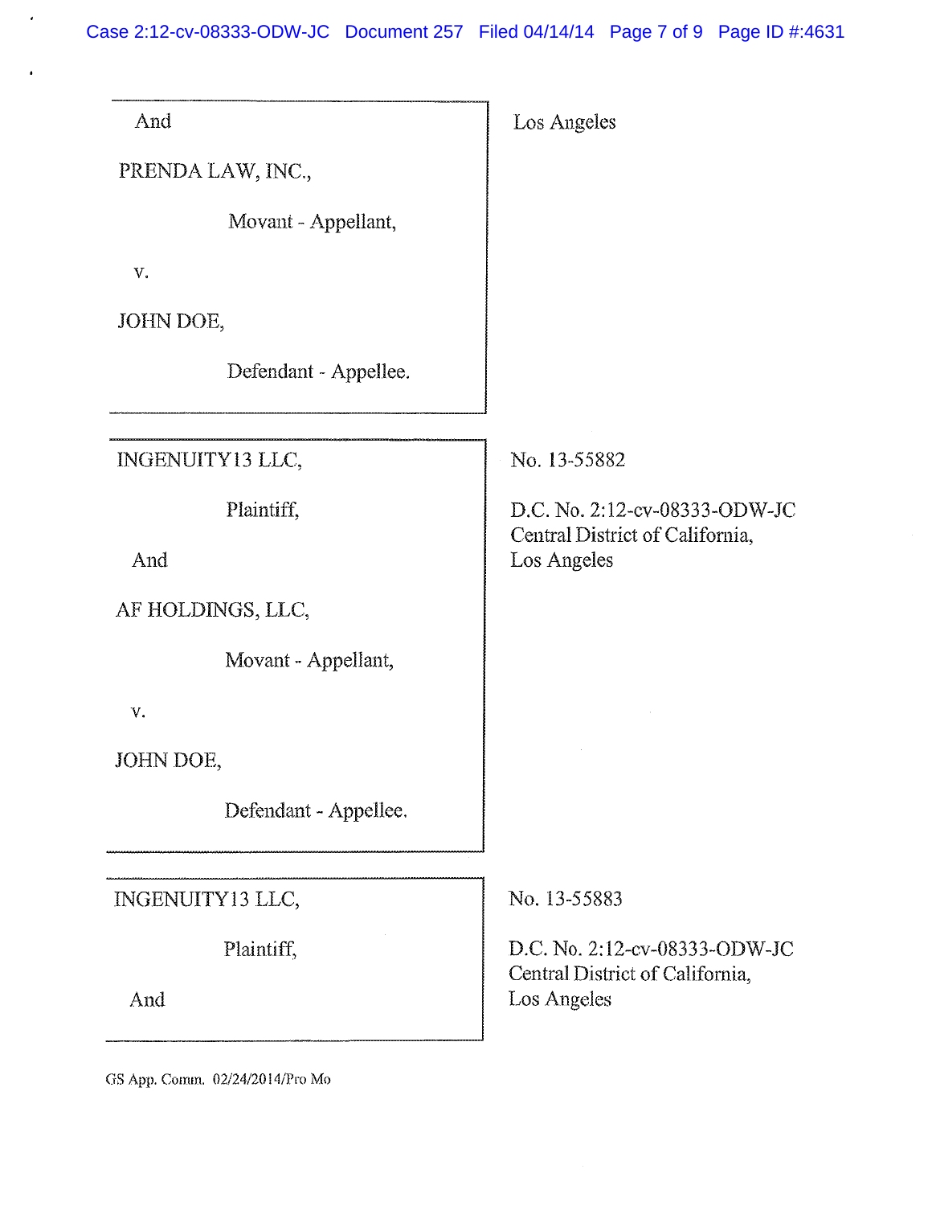| | |
|---|---|
| And<br><br>PRENDA LAW, INC.,<br><br>Movant - Appellant,<br><br>v.<br><br>JOHN DOE,<br><br>Defendant - Appellee. | Los Angeles |
| INGENUITY13 LLC,<br><br>Plaintiff,<br><br>And<br><br>AF HOLDINGS, LLC,<br><br>Movant - Appellant,<br><br>v.<br><br>JOHN DOE,<br><br>Defendant - Appellee. | No. 13-55882<br><br>D.C. No. 2:12-cv-08333-ODW-JC<br>Central District of California,<br>Los Angeles |
| INGENUITY13 LLC,<br><br>Plaintiff,<br><br>And | No. 13-55883<br><br>D.C. No. 2:12-cv-08333-ODW-JC<br>Central District of California,<br>Los Angeles |

GS App. Comm. 02/24/2014/Pro Mo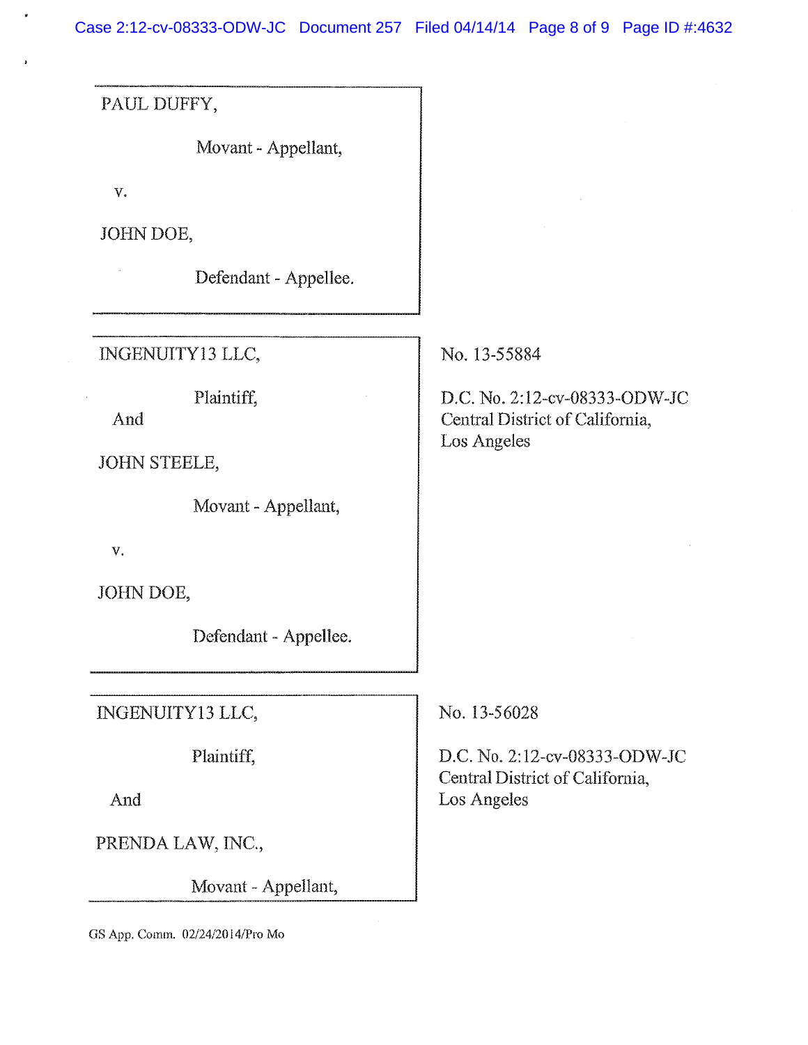PAUL DUFFY,

Movant - Appellant,

v.

JOHN DOE,

Defendant - Appellee.

---

INGENUITY13 LLC,

Plaintiff,

And

JOHN STEELE,

Movant - Appellant,

v.

JOHN DOE,

Defendant - Appellee.

No. 13-55884

D.C. No. 2:12-cv-08333-ODW-JC
Central District of California,
Los Angeles

---

INGENUITY13 LLC,

Plaintiff,

And

PRENDA LAW, INC.,

Movant - Appellant,

No. 13-56028

D.C. No. 2:12-cv-08333-ODW-JC
Central District of California,
Los Angeles

GS App. Comm. 02/24/2014/Pro Mo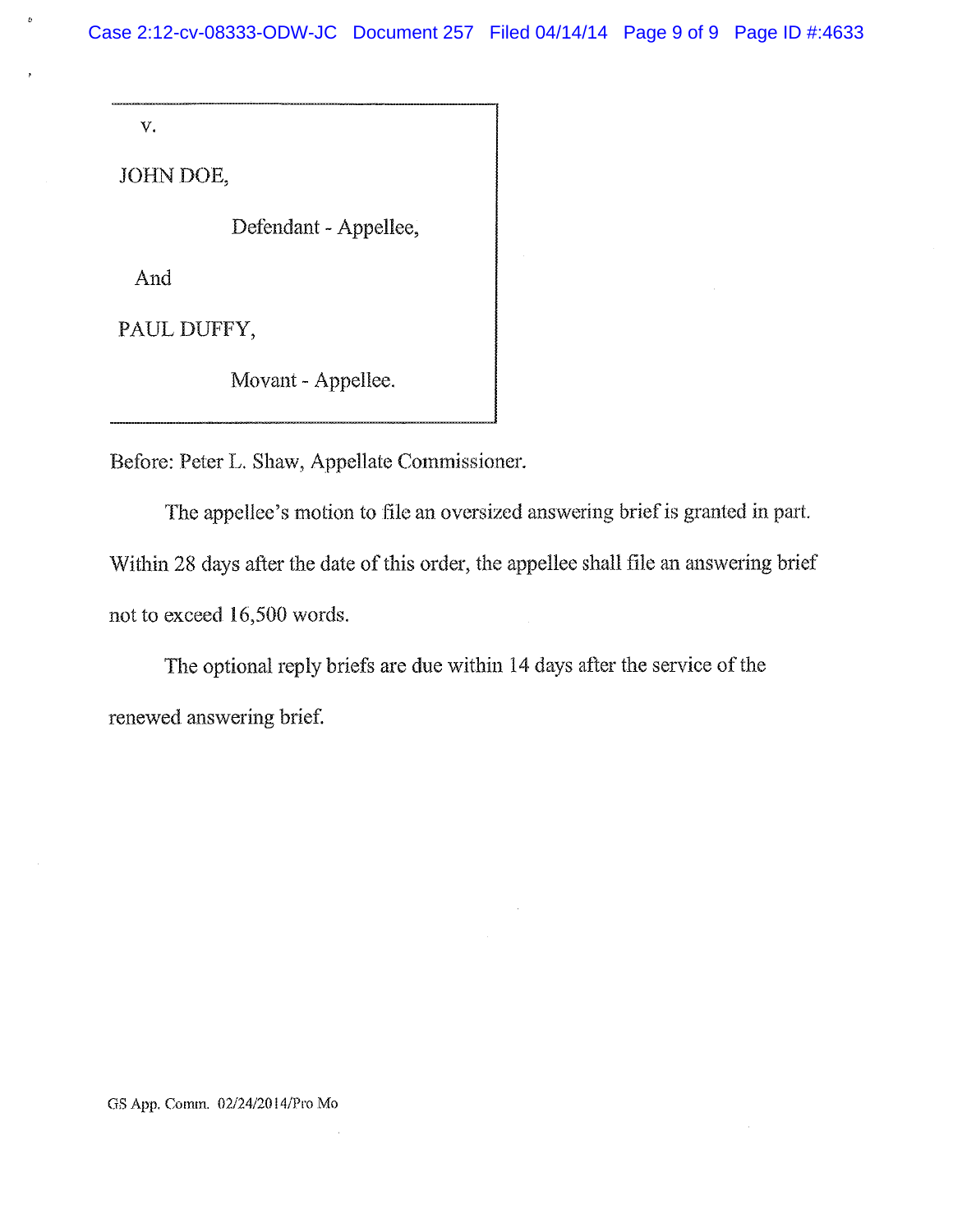v.

JOHN DOE,

Defendant - Appellee,

And

PAUL DUFFY,

Movant - Appellee.

Before: Peter L. Shaw, Appellate Commissioner.

The appellee's motion to file an oversized answering brief is granted in part. Within 28 days after the date of this order, the appellee shall file an answering brief not to exceed 16,500 words.

The optional reply briefs are due within 14 days after the service of the renewed answering brief.

GS App. Comm. 02/24/2014/Pro Mo